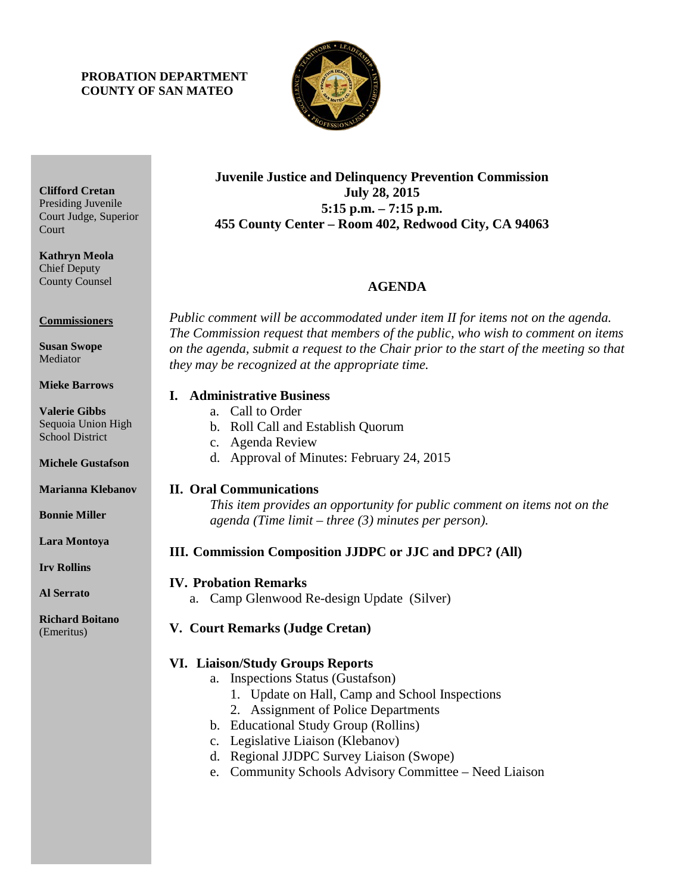**PROBATION DEPARTMENT**
**COUNTY OF SAN MATEO**

**Clifford Cretan**
Presiding Juvenile Court Judge, Superior Court

**Kathryn Meola**
Chief Deputy County Counsel

**Commissioners**

**Susan Swope**
Mediator

**Mieke Barrows**

**Valerie Gibbs**
Sequoia Union High School District

**Michele Gustafson**

**Marianna Klebanov**

**Bonnie Miller**

**Lara Montoya**

**Irv Rollins**

**Al Serrato**

**Richard Boitano**
(Emeritus)

**Juvenile Justice and Delinquency Prevention Commission**
**July 28, 2015**
**5:15 p.m. – 7:15 p.m.**
**455 County Center – Room 402, Redwood City, CA 94063**

## AGENDA

*Public comment will be accommodated under item II for items not on the agenda. The Commission request that members of the public, who wish to comment on items on the agenda, submit a request to the Chair prior to the start of the meeting so that they may be recognized at the appropriate time.*

**I. Administrative Business**

a. Call to Order
b. Roll Call and Establish Quorum
c. Agenda Review
d. Approval of Minutes: February 24, 2015

**II. Oral Communications**

*This item provides an opportunity for public comment on items not on the agenda (Time limit – three (3) minutes per person).*

**III. Commission Composition JJDPC or JJC and DPC? (All)**

**IV. Probation Remarks**

a. Camp Glenwood Re-design Update (Silver)

**V. Court Remarks (Judge Cretan)**

**VI. Liaison/Study Groups Reports**

a. Inspections Status (Gustafson)
   1. Update on Hall, Camp and School Inspections
   2. Assignment of Police Departments
b. Educational Study Group (Rollins)
c. Legislative Liaison (Klebanov)
d. Regional JJDPC Survey Liaison (Swope)
e. Community Schools Advisory Committee – Need Liaison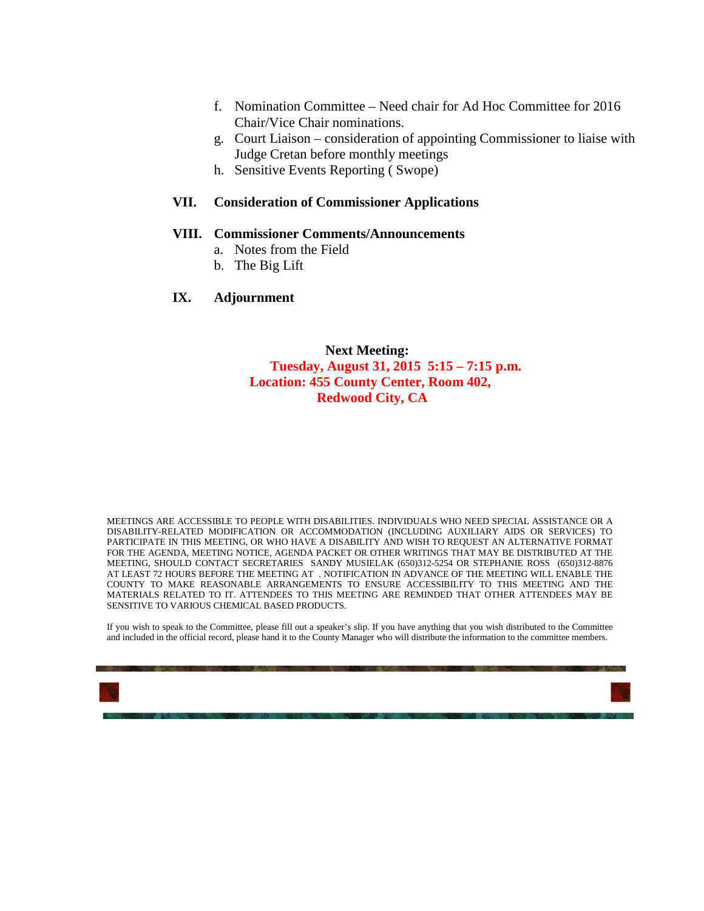f. Nomination Committee – Need chair for Ad Hoc Committee for 2016 Chair/Vice Chair nominations.
g. Court Liaison – consideration of appointing Commissioner to liaise with Judge Cretan before monthly meetings
h. Sensitive Events Reporting ( Swope)

**VII. Consideration of Commissioner Applications**

**VIII. Commissioner Comments/Announcements**

a. Notes from the Field
b. The Big Lift

**IX. Adjournment**

**Next Meeting:**
**Tuesday, August 31, 2015 5:15 – 7:15 p.m.**
**Location: 455 County Center, Room 402,**
**Redwood City, CA**

MEETINGS ARE ACCESSIBLE TO PEOPLE WITH DISABILITIES. INDIVIDUALS WHO NEED SPECIAL ASSISTANCE OR A DISABILITY-RELATED MODIFICATION OR ACCOMMODATION (INCLUDING AUXILIARY AIDS OR SERVICES) TO PARTICIPATE IN THIS MEETING, OR WHO HAVE A DISABILITY AND WISH TO REQUEST AN ALTERNATIVE FORMAT FOR THE AGENDA, MEETING NOTICE, AGENDA PACKET OR OTHER WRITINGS THAT MAY BE DISTRIBUTED AT THE MEETING, SHOULD CONTACT SECRETARIES SANDY MUSIELAK (650)312-5254 OR STEPHANIE ROSS (650)312-8876 AT LEAST 72 HOURS BEFORE THE MEETING AT . NOTIFICATION IN ADVANCE OF THE MEETING WILL ENABLE THE COUNTY TO MAKE REASONABLE ARRANGEMENTS TO ENSURE ACCESSIBILITY TO THIS MEETING AND THE MATERIALS RELATED TO IT. ATTENDEES TO THIS MEETING ARE REMINDED THAT OTHER ATTENDEES MAY BE SENSITIVE TO VARIOUS CHEMICAL BASED PRODUCTS.

If you wish to speak to the Committee, please fill out a speaker's slip. If you have anything that you wish distributed to the Committee and included in the official record, please hand it to the County Manager who will distribute the information to the committee members.